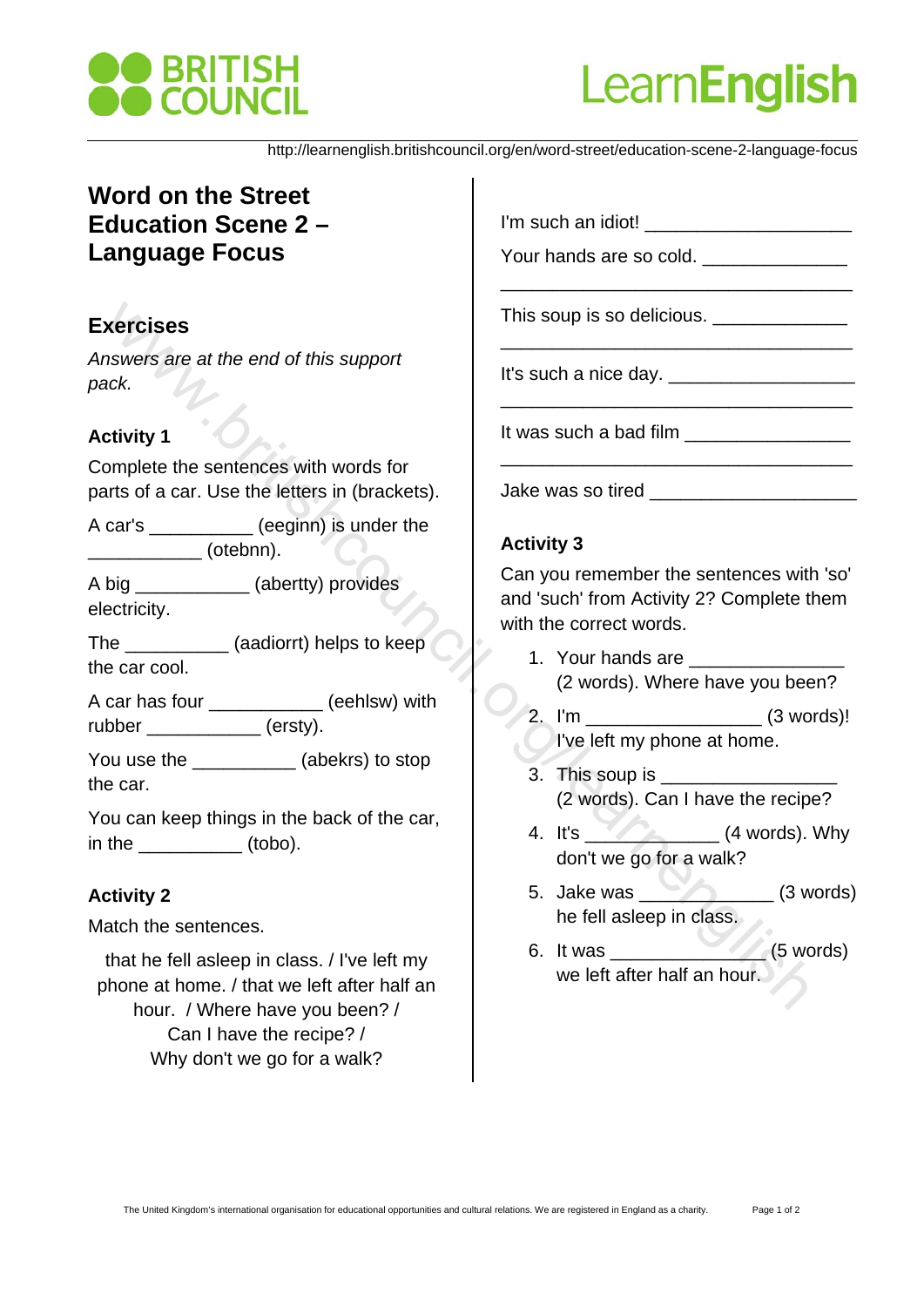http://learnenglish.britishcouncil.org/en/word-street/education-scene-2-language-focus

# Word on the Street Education Scene 2 – Language Focus

## Exercises

*Answers are at the end of this support pack.*

### Activity 1

Complete the sentences with words for parts of a car. Use the letters in (brackets).

A car's __________ (eeginn) is under the ___________ (otebnn).

A big ___________ (abertty) provides electricity.

The __________ (aadiorrt) helps to keep the car cool.

A car has four ___________ (eehlsw) with rubber ___________ (ersty).

You use the __________ (abekrs) to stop the car.

You can keep things in the back of the car, in the __________ (tobo).

### Activity 2

Match the sentences.

that he fell asleep in class. / I've left my phone at home. / that we left after half an hour. / Where have you been? / Can I have the recipe? / Why don't we go for a walk?

I'm such an idiot! ____________________

Your hands are so cold. ______________
___________________________________

This soup is so delicious. _____________
___________________________________

It's such a nice day. __________________
___________________________________

It was such a bad film ________________
___________________________________

Jake was so tired ____________________

### Activity 3

Can you remember the sentences with 'so' and 'such' from Activity 2? Complete them with the correct words.

1. Your hands are _______________ (2 words). Where have you been?
2. I'm _________________ (3 words)! I've left my phone at home.
3. This soup is _________________ (2 words). Can I have the recipe?
4. It's _____________ (4 words). Why don't we go for a walk?
5. Jake was _____________ (3 words) he fell asleep in class.
6. It was _______________ (5 words) we left after half an hour.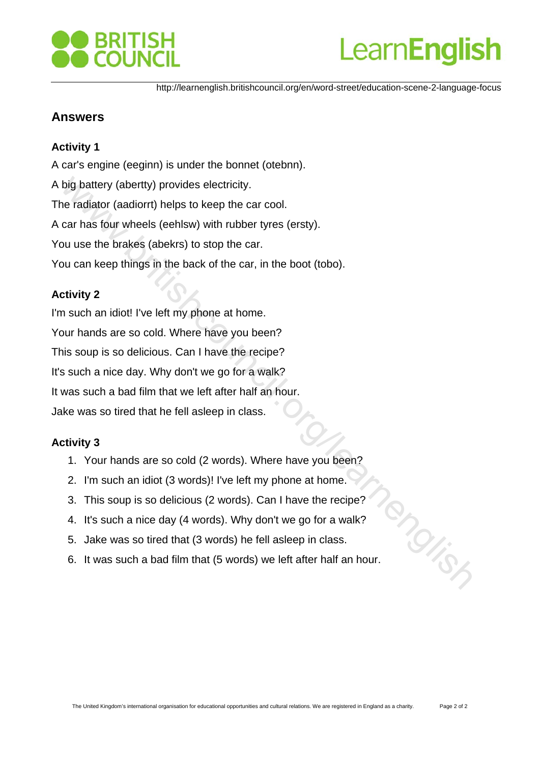http://learnenglish.britishcouncil.org/en/word-street/education-scene-2-language-focus

## Answers

### Activity 1

A car's engine (eeginn) is under the bonnet (otebnn).

A big battery (abertty) provides electricity.

The radiator (aadiorrt) helps to keep the car cool.

A car has four wheels (eehlsw) with rubber tyres (ersty).

You use the brakes (abekrs) to stop the car.

You can keep things in the back of the car, in the boot (tobo).

### Activity 2

I'm such an idiot! I've left my phone at home.

Your hands are so cold. Where have you been?

This soup is so delicious. Can I have the recipe?

It's such a nice day. Why don't we go for a walk?

It was such a bad film that we left after half an hour.

Jake was so tired that he fell asleep in class.

### Activity 3

1. Your hands are so cold (2 words). Where have you been?
2. I'm such an idiot (3 words)! I've left my phone at home.
3. This soup is so delicious (2 words). Can I have the recipe?
4. It's such a nice day (4 words). Why don't we go for a walk?
5. Jake was so tired that (3 words) he fell asleep in class.
6. It was such a bad film that (5 words) we left after half an hour.

The United Kingdom's international organisation for educational opportunities and cultural relations. We are registered in England as a charity.